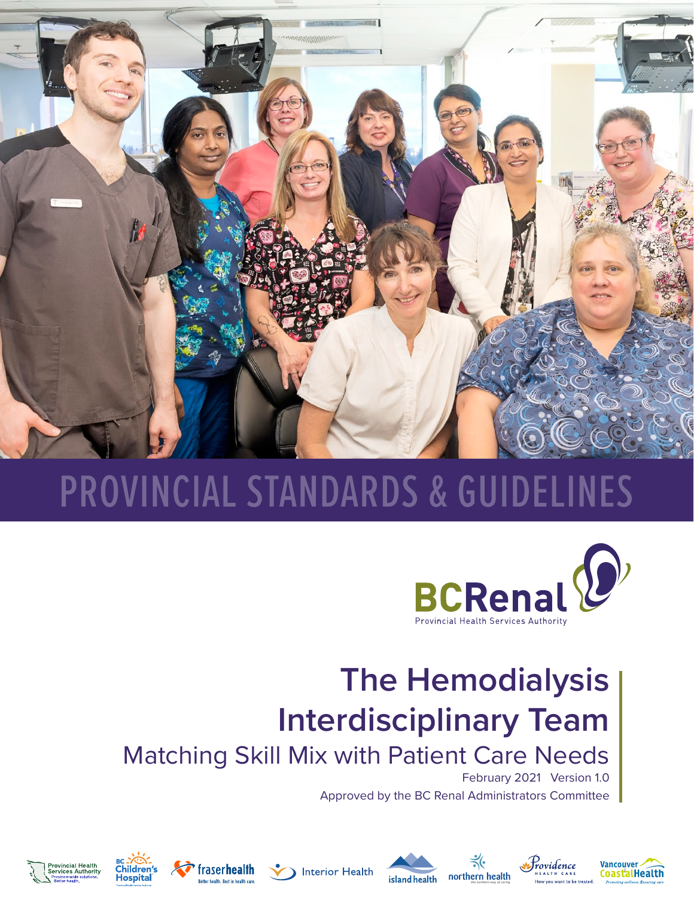PROVINCIAL STANDARDS & GUIDELINES

BCRenal

Provincial Health Services Authority

# The Hemodialysis Interdisciplinary Team

## Matching Skill Mix with Patient Care Needs

February 2021 Version 1.0

Approved by the BC Renal Administrators Committee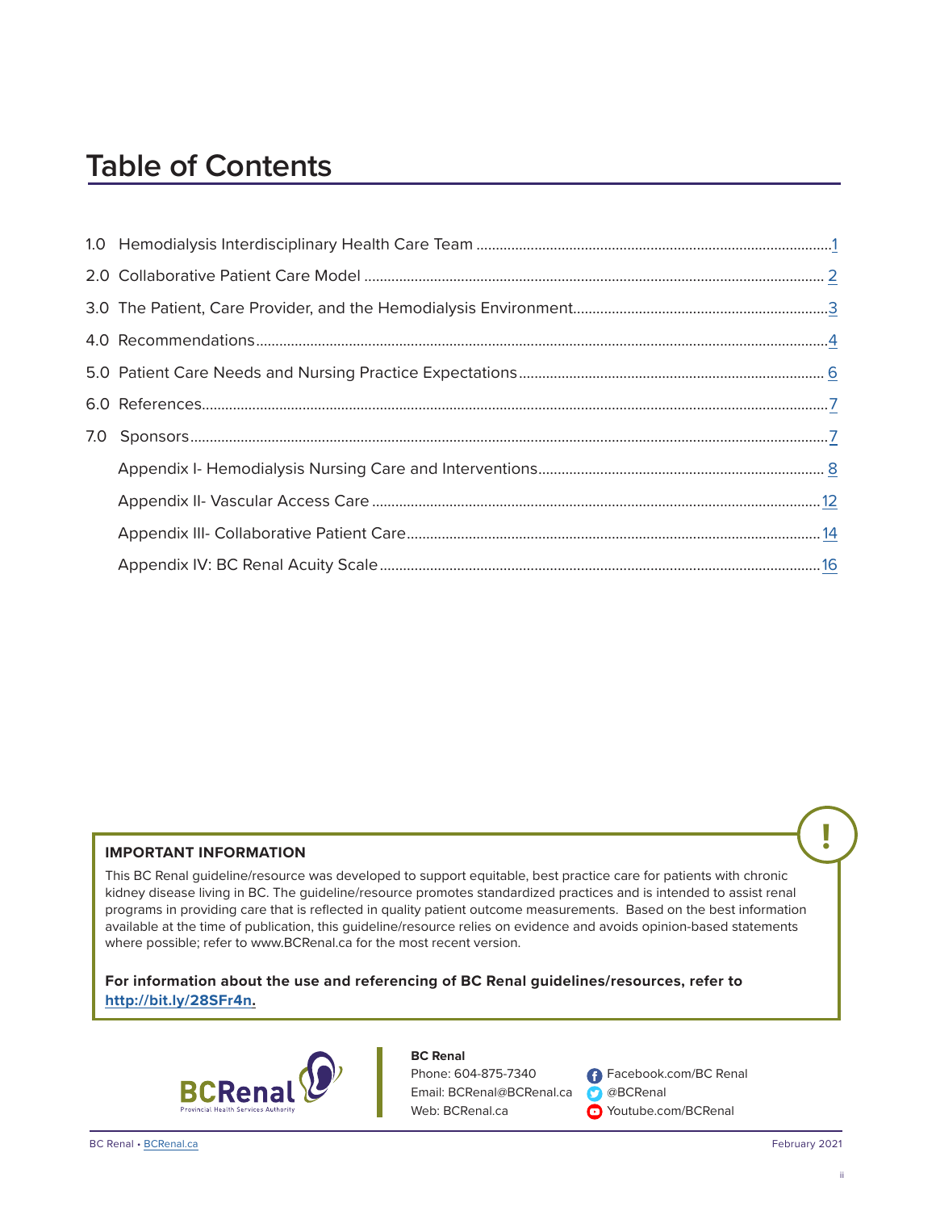# Table of Contents

1.0 Hemodialysis Interdisciplinary Health Care Team ..... 1

2.0 Collaborative Patient Care Model ..... 2

3.0 The Patient, Care Provider, and the Hemodialysis Environment ..... 3

4.0 Recommendations ..... 4

5.0 Patient Care Needs and Nursing Practice Expectations ..... 6

6.0 References ..... 7

7.0 Sponsors ..... 7

Appendix I- Hemodialysis Nursing Care and Interventions ..... 8

Appendix II- Vascular Access Care ..... 12

Appendix III- Collaborative Patient Care ..... 14

Appendix IV: BC Renal Acuity Scale ..... 16

**IMPORTANT INFORMATION**

This BC Renal guideline/resource was developed to support equitable, best practice care for patients with chronic kidney disease living in BC. The guideline/resource promotes standardized practices and is intended to assist renal programs in providing care that is reflected in quality patient outcome measurements. Based on the best information available at the time of publication, this guideline/resource relies on evidence and avoids opinion-based statements where possible; refer to www.BCRenal.ca for the most recent version.

**For information about the use and referencing of BC Renal guidelines/resources, refer to http://bit.ly/28SFr4n.**

BCRenal
Provincial Health Services Authority

**BC Renal**
Phone: 604-875-7340
Email: BCRenal@BCRenal.ca
Web: BCRenal.ca

Facebook.com/BC Renal
@BCRenal
Youtube.com/BCRenal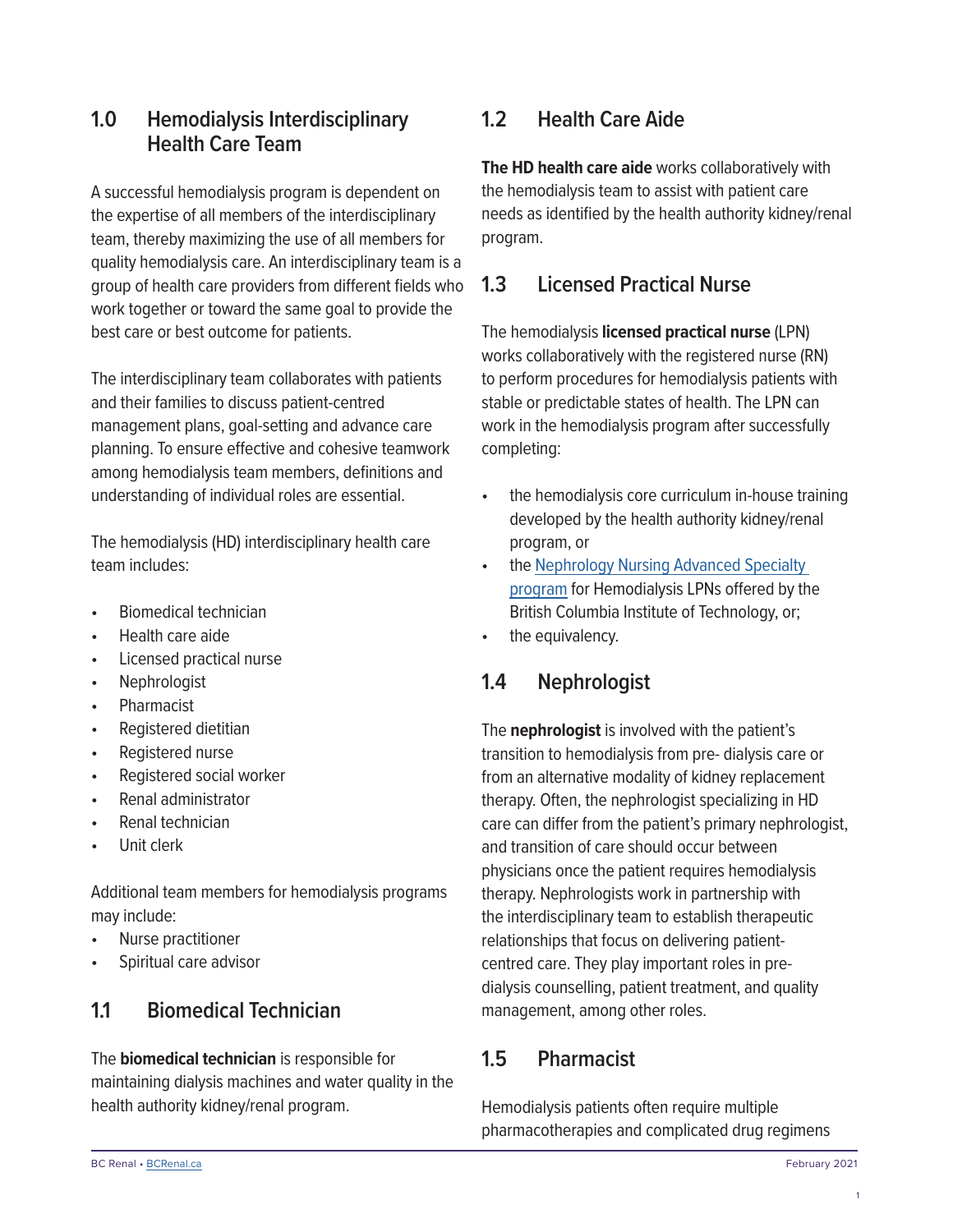## 1.0 Hemodialysis Interdisciplinary Health Care Team

A successful hemodialysis program is dependent on the expertise of all members of the interdisciplinary team, thereby maximizing the use of all members for quality hemodialysis care. An interdisciplinary team is a group of health care providers from different fields who work together or toward the same goal to provide the best care or best outcome for patients.

The interdisciplinary team collaborates with patients and their families to discuss patient-centred management plans, goal-setting and advance care planning. To ensure effective and cohesive teamwork among hemodialysis team members, definitions and understanding of individual roles are essential.

The hemodialysis (HD) interdisciplinary health care team includes:

- Biomedical technician
- Health care aide
- Licensed practical nurse
- Nephrologist
- Pharmacist
- Registered dietitian
- Registered nurse
- Registered social worker
- Renal administrator
- Renal technician
- Unit clerk

Additional team members for hemodialysis programs may include:

- Nurse practitioner
- Spiritual care advisor

### 1.1 Biomedical Technician

The **biomedical technician** is responsible for maintaining dialysis machines and water quality in the health authority kidney/renal program.

### 1.2 Health Care Aide

**The HD health care aide** works collaboratively with the hemodialysis team to assist with patient care needs as identified by the health authority kidney/renal program.

### 1.3 Licensed Practical Nurse

The hemodialysis **licensed practical nurse** (LPN) works collaboratively with the registered nurse (RN) to perform procedures for hemodialysis patients with stable or predictable states of health. The LPN can work in the hemodialysis program after successfully completing:

- the hemodialysis core curriculum in-house training developed by the health authority kidney/renal program, or
- the Nephrology Nursing Advanced Specialty program for Hemodialysis LPNs offered by the British Columbia Institute of Technology, or;
- the equivalency.

### 1.4 Nephrologist

The **nephrologist** is involved with the patient's transition to hemodialysis from pre- dialysis care or from an alternative modality of kidney replacement therapy. Often, the nephrologist specializing in HD care can differ from the patient's primary nephrologist, and transition of care should occur between physicians once the patient requires hemodialysis therapy. Nephrologists work in partnership with the interdisciplinary team to establish therapeutic relationships that focus on delivering patient-centred care. They play important roles in pre-dialysis counselling, patient treatment, and quality management, among other roles.

### 1.5 Pharmacist

Hemodialysis patients often require multiple pharmacotherapies and complicated drug regimens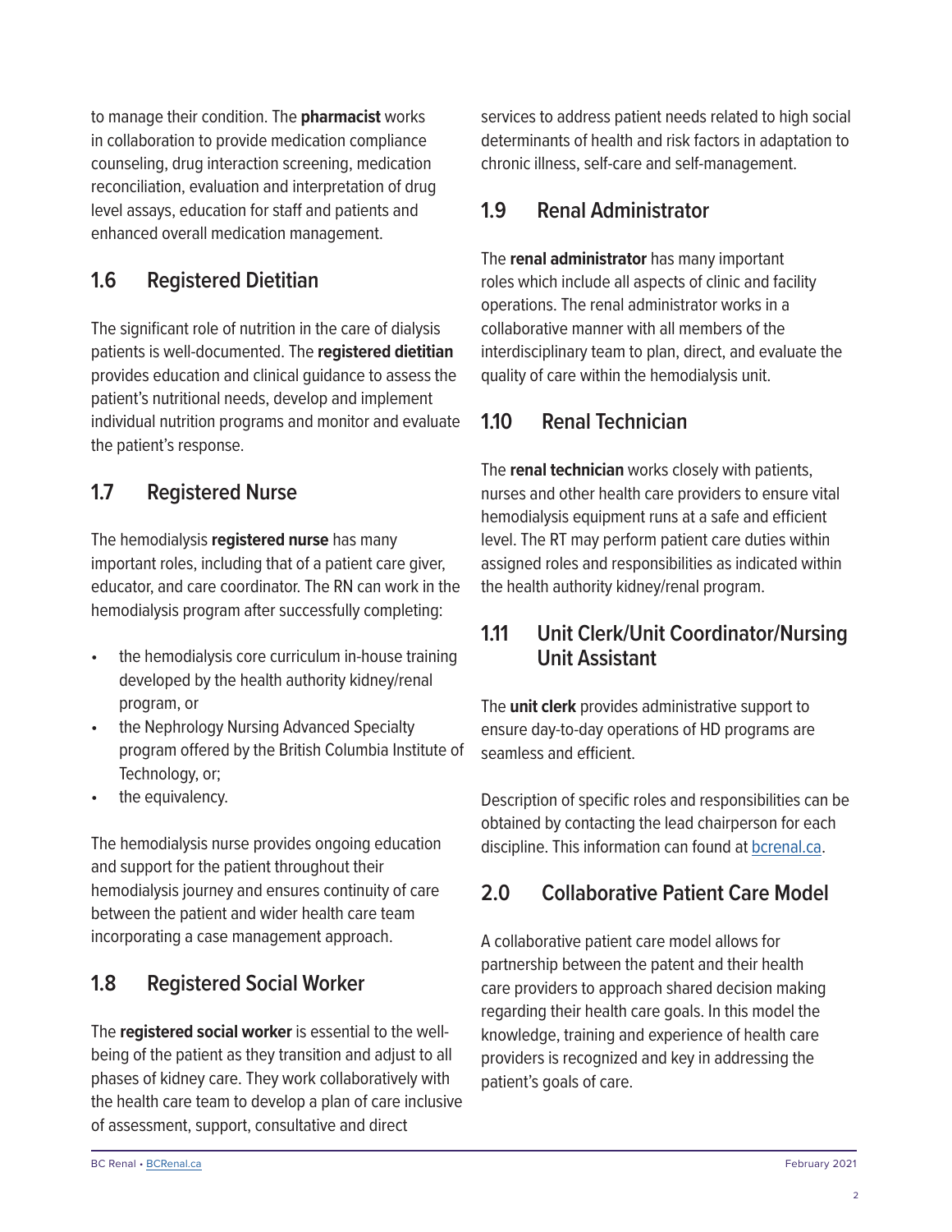to manage their condition. The **pharmacist** works in collaboration to provide medication compliance counseling, drug interaction screening, medication reconciliation, evaluation and interpretation of drug level assays, education for staff and patients and enhanced overall medication management.

## 1.6 Registered Dietitian

The significant role of nutrition in the care of dialysis patients is well-documented. The **registered dietitian** provides education and clinical guidance to assess the patient's nutritional needs, develop and implement individual nutrition programs and monitor and evaluate the patient's response.

## 1.7 Registered Nurse

The hemodialysis **registered nurse** has many important roles, including that of a patient care giver, educator, and care coordinator. The RN can work in the hemodialysis program after successfully completing:

- the hemodialysis core curriculum in-house training developed by the health authority kidney/renal program, or
- the Nephrology Nursing Advanced Specialty program offered by the British Columbia Institute of Technology, or;
- the equivalency.

The hemodialysis nurse provides ongoing education and support for the patient throughout their hemodialysis journey and ensures continuity of care between the patient and wider health care team incorporating a case management approach.

## 1.8 Registered Social Worker

The **registered social worker** is essential to the well-being of the patient as they transition and adjust to all phases of kidney care. They work collaboratively with the health care team to develop a plan of care inclusive of assessment, support, consultative and direct services to address patient needs related to high social determinants of health and risk factors in adaptation to chronic illness, self-care and self-management.

## 1.9 Renal Administrator

The **renal administrator** has many important roles which include all aspects of clinic and facility operations. The renal administrator works in a collaborative manner with all members of the interdisciplinary team to plan, direct, and evaluate the quality of care within the hemodialysis unit.

## 1.10 Renal Technician

The **renal technician** works closely with patients, nurses and other health care providers to ensure vital hemodialysis equipment runs at a safe and efficient level. The RT may perform patient care duties within assigned roles and responsibilities as indicated within the health authority kidney/renal program.

## 1.11 Unit Clerk/Unit Coordinator/Nursing Unit Assistant

The **unit clerk** provides administrative support to ensure day-to-day operations of HD programs are seamless and efficient.

Description of specific roles and responsibilities can be obtained by contacting the lead chairperson for each discipline. This information can found at bcrenal.ca.

## 2.0 Collaborative Patient Care Model

A collaborative patient care model allows for partnership between the patent and their health care providers to approach shared decision making regarding their health care goals. In this model the knowledge, training and experience of health care providers is recognized and key in addressing the patient's goals of care.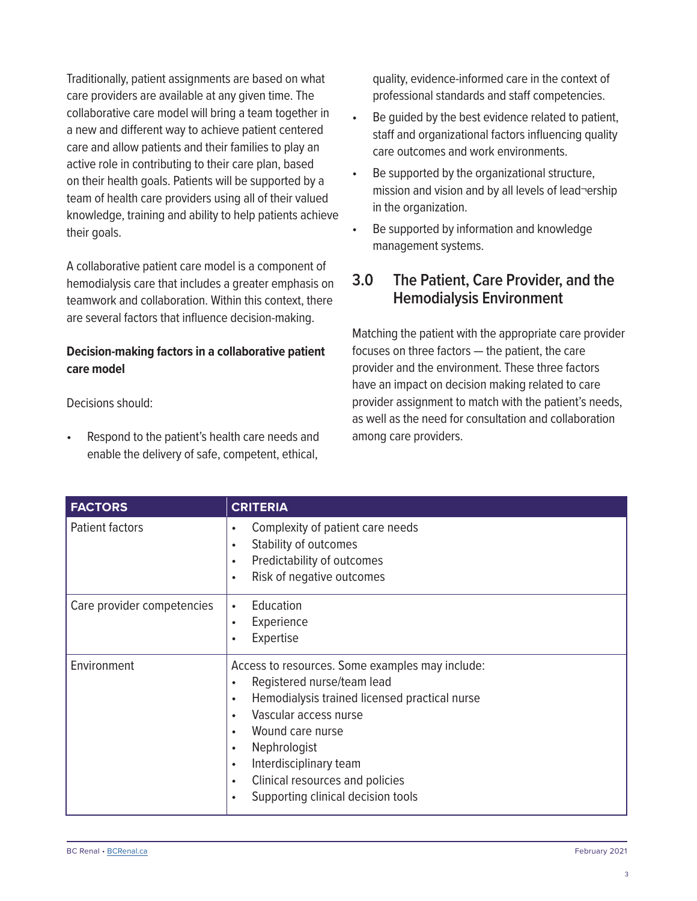Traditionally, patient assignments are based on what care providers are available at any given time. The collaborative care model will bring a team together in a new and different way to achieve patient centered care and allow patients and their families to play an active role in contributing to their care plan, based on their health goals. Patients will be supported by a team of health care providers using all of their valued knowledge, training and ability to help patients achieve their goals.

A collaborative patient care model is a component of hemodialysis care that includes a greater emphasis on teamwork and collaboration. Within this context, there are several factors that influence decision-making.

**Decision-making factors in a collaborative patient care model**

Decisions should:

- Respond to the patient's health care needs and enable the delivery of safe, competent, ethical, quality, evidence-informed care in the context of professional standards and staff competencies.
- Be guided by the best evidence related to patient, staff and organizational factors influencing quality care outcomes and work environments.
- Be supported by the organizational structure, mission and vision and by all levels of lead¬ership in the organization.
- Be supported by information and knowledge management systems.

## 3.0 The Patient, Care Provider, and the Hemodialysis Environment

Matching the patient with the appropriate care provider focuses on three factors — the patient, the care provider and the environment. These three factors have an impact on decision making related to care provider assignment to match with the patient's needs, as well as the need for consultation and collaboration among care providers.

| FACTORS | CRITERIA |
|---|---|
| Patient factors | • Complexity of patient care needs<br>• Stability of outcomes<br>• Predictability of outcomes<br>• Risk of negative outcomes |
| Care provider competencies | • Education<br>• Experience<br>• Expertise |
| Environment | Access to resources. Some examples may include:<br>• Registered nurse/team lead<br>• Hemodialysis trained licensed practical nurse<br>• Vascular access nurse<br>• Wound care nurse<br>• Nephrologist<br>• Interdisciplinary team<br>• Clinical resources and policies<br>• Supporting clinical decision tools |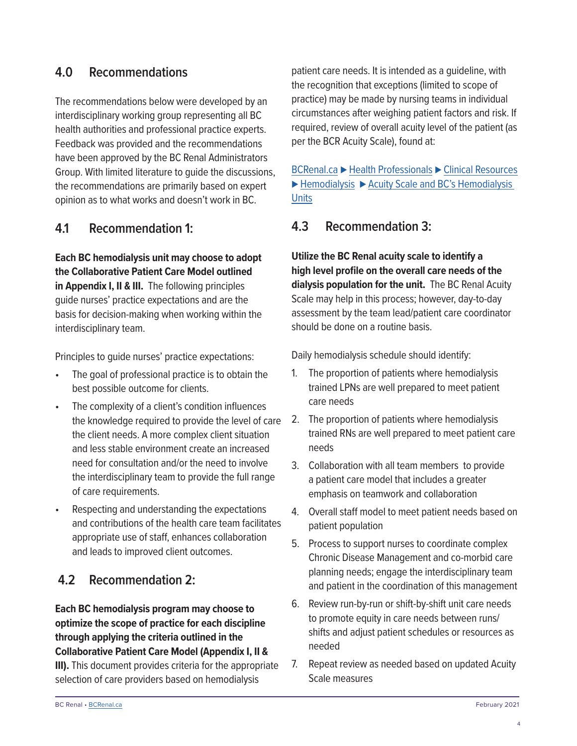## 4.0 Recommendations

The recommendations below were developed by an interdisciplinary working group representing all BC health authorities and professional practice experts. Feedback was provided and the recommendations have been approved by the BC Renal Administrators Group. With limited literature to guide the discussions, the recommendations are primarily based on expert opinion as to what works and doesn't work in BC.

### 4.1 Recommendation 1:

**Each BC hemodialysis unit may choose to adopt the Collaborative Patient Care Model outlined in Appendix I, II & III.** The following principles guide nurses' practice expectations and are the basis for decision-making when working within the interdisciplinary team.

Principles to guide nurses' practice expectations:

- The goal of professional practice is to obtain the best possible outcome for clients.
- The complexity of a client's condition influences the knowledge required to provide the level of care the client needs. A more complex client situation and less stable environment create an increased need for consultation and/or the need to involve the interdisciplinary team to provide the full range of care requirements.
- Respecting and understanding the expectations and contributions of the health care team facilitates appropriate use of staff, enhances collaboration and leads to improved client outcomes.

### 4.2 Recommendation 2:

**Each BC hemodialysis program may choose to optimize the scope of practice for each discipline through applying the criteria outlined in the Collaborative Patient Care Model (Appendix I, II & III).** This document provides criteria for the appropriate selection of care providers based on hemodialysis patient care needs. It is intended as a guideline, with the recognition that exceptions (limited to scope of practice) may be made by nursing teams in individual circumstances after weighing patient factors and risk. If required, review of overall acuity level of the patient (as per the BCR Acuity Scale), found at:

BCRenal.ca ▶ Health Professionals ▶ Clinical Resources ▶ Hemodialysis ▶ Acuity Scale and BC's Hemodialysis Units

### 4.3 Recommendation 3:

**Utilize the BC Renal acuity scale to identify a high level profile on the overall care needs of the dialysis population for the unit.** The BC Renal Acuity Scale may help in this process; however, day-to-day assessment by the team lead/patient care coordinator should be done on a routine basis.

Daily hemodialysis schedule should identify:

1. The proportion of patients where hemodialysis trained LPNs are well prepared to meet patient care needs
2. The proportion of patients where hemodialysis trained RNs are well prepared to meet patient care needs
3. Collaboration with all team members to provide a patient care model that includes a greater emphasis on teamwork and collaboration
4. Overall staff model to meet patient needs based on patient population
5. Process to support nurses to coordinate complex Chronic Disease Management and co-morbid care planning needs; engage the interdisciplinary team and patient in the coordination of this management
6. Review run-by-run or shift-by-shift unit care needs to promote equity in care needs between runs/shifts and adjust patient schedules or resources as needed
7. Repeat review as needed based on updated Acuity Scale measures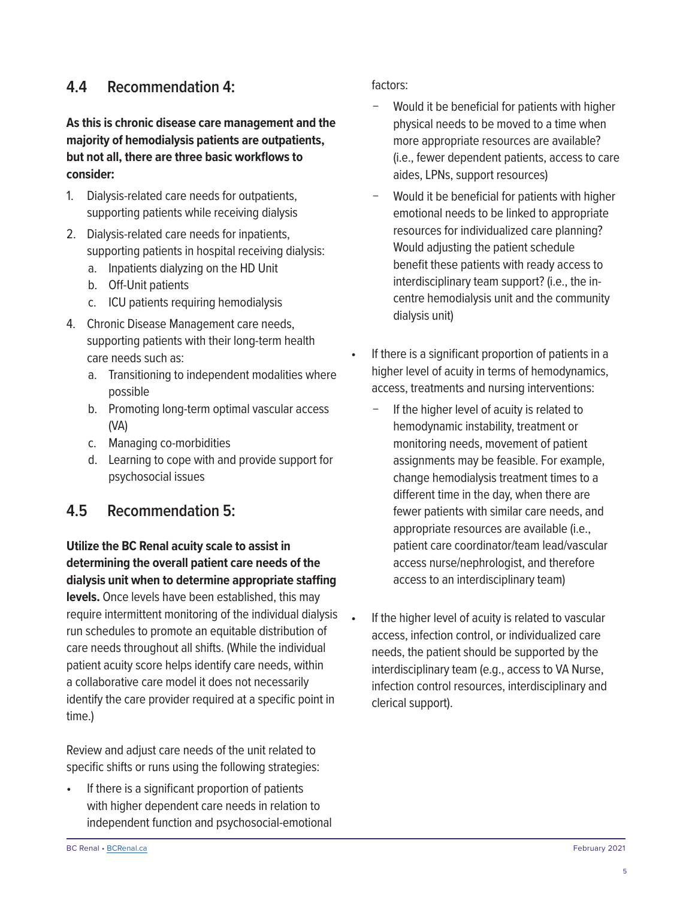## 4.4 Recommendation 4:

**As this is chronic disease care management and the majority of hemodialysis patients are outpatients, but not all, there are three basic workflows to consider:**

1. Dialysis-related care needs for outpatients, supporting patients while receiving dialysis
2. Dialysis-related care needs for inpatients, supporting patients in hospital receiving dialysis:
   a. Inpatients dialyzing on the HD Unit
   b. Off-Unit patients
   c. ICU patients requiring hemodialysis
4. Chronic Disease Management care needs, supporting patients with their long-term health care needs such as:
   a. Transitioning to independent modalities where possible
   b. Promoting long-term optimal vascular access (VA)
   c. Managing co-morbidities
   d. Learning to cope with and provide support for psychosocial issues

## 4.5 Recommendation 5:

**Utilize the BC Renal acuity scale to assist in determining the overall patient care needs of the dialysis unit when to determine appropriate staffing levels.** Once levels have been established, this may require intermittent monitoring of the individual dialysis run schedules to promote an equitable distribution of care needs throughout all shifts. (While the individual patient acuity score helps identify care needs, within a collaborative care model it does not necessarily identify the care provider required at a specific point in time.)

Review and adjust care needs of the unit related to specific shifts or runs using the following strategies:

- If there is a significant proportion of patients with higher dependent care needs in relation to independent function and psychosocial-emotional factors:
  - Would it be beneficial for patients with higher physical needs to be moved to a time when more appropriate resources are available? (i.e., fewer dependent patients, access to care aides, LPNs, support resources)
  - Would it be beneficial for patients with higher emotional needs to be linked to appropriate resources for individualized care planning? Would adjusting the patient schedule benefit these patients with ready access to interdisciplinary team support? (i.e., the in-centre hemodialysis unit and the community dialysis unit)
- If there is a significant proportion of patients in a higher level of acuity in terms of hemodynamics, access, treatments and nursing interventions:
  - If the higher level of acuity is related to hemodynamic instability, treatment or monitoring needs, movement of patient assignments may be feasible. For example, change hemodialysis treatment times to a different time in the day, when there are fewer patients with similar care needs, and appropriate resources are available (i.e., patient care coordinator/team lead/vascular access nurse/nephrologist, and therefore access to an interdisciplinary team)
- If the higher level of acuity is related to vascular access, infection control, or individualized care needs, the patient should be supported by the interdisciplinary team (e.g., access to VA Nurse, infection control resources, interdisciplinary and clerical support).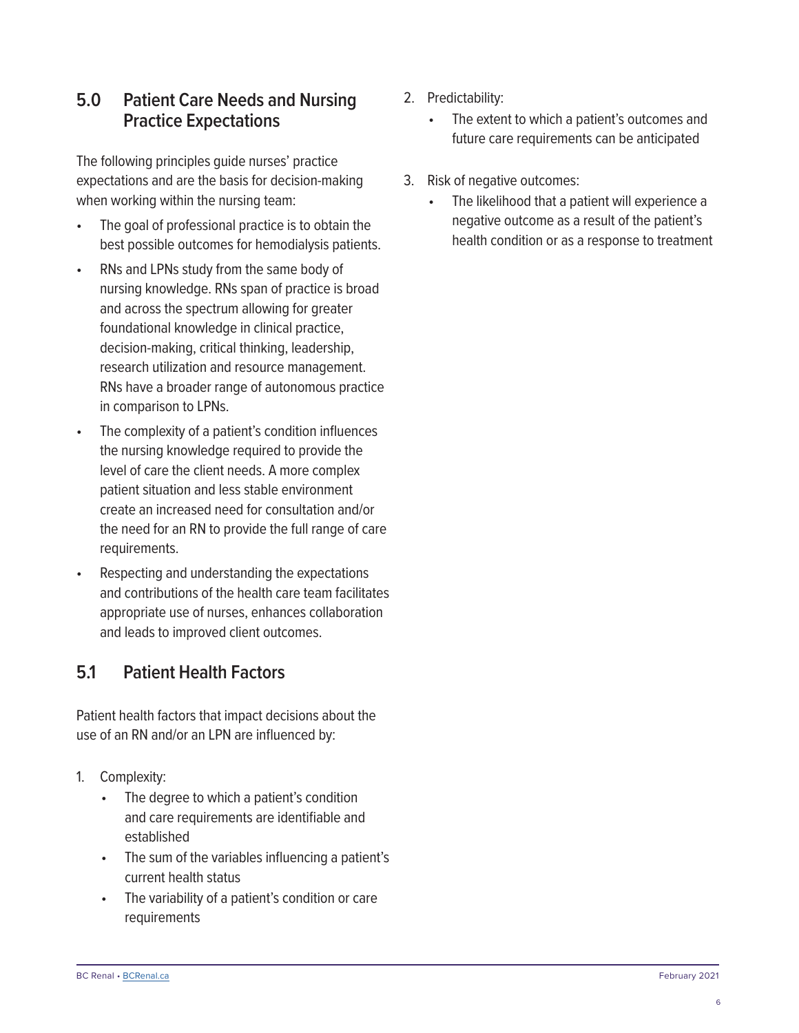## 5.0 Patient Care Needs and Nursing Practice Expectations

The following principles guide nurses' practice expectations and are the basis for decision-making when working within the nursing team:

- The goal of professional practice is to obtain the best possible outcomes for hemodialysis patients.
- RNs and LPNs study from the same body of nursing knowledge. RNs span of practice is broad and across the spectrum allowing for greater foundational knowledge in clinical practice, decision-making, critical thinking, leadership, research utilization and resource management. RNs have a broader range of autonomous practice in comparison to LPNs.
- The complexity of a patient's condition influences the nursing knowledge required to provide the level of care the client needs. A more complex patient situation and less stable environment create an increased need for consultation and/or the need for an RN to provide the full range of care requirements.
- Respecting and understanding the expectations and contributions of the health care team facilitates appropriate use of nurses, enhances collaboration and leads to improved client outcomes.

## 5.1 Patient Health Factors

Patient health factors that impact decisions about the use of an RN and/or an LPN are influenced by:

1. Complexity:
   - The degree to which a patient's condition and care requirements are identifiable and established
   - The sum of the variables influencing a patient's current health status
   - The variability of a patient's condition or care requirements
2. Predictability:
   - The extent to which a patient's outcomes and future care requirements can be anticipated
3. Risk of negative outcomes:
   - The likelihood that a patient will experience a negative outcome as a result of the patient's health condition or as a response to treatment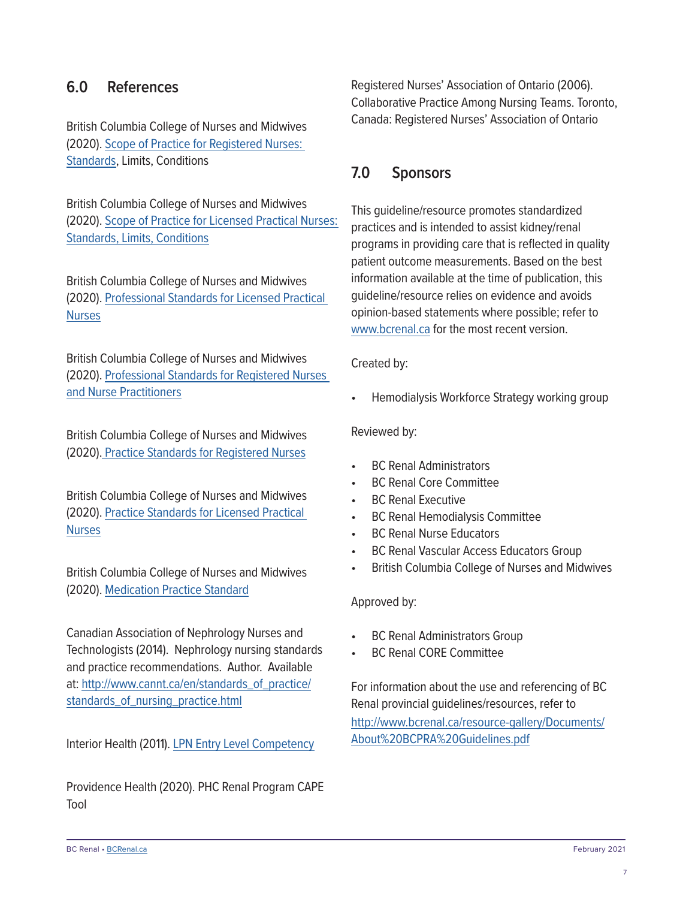## 6.0 References

British Columbia College of Nurses and Midwives (2020). Scope of Practice for Registered Nurses: Standards, Limits, Conditions

British Columbia College of Nurses and Midwives (2020). Scope of Practice for Licensed Practical Nurses: Standards, Limits, Conditions

British Columbia College of Nurses and Midwives (2020). Professional Standards for Licensed Practical Nurses

British Columbia College of Nurses and Midwives (2020). Professional Standards for Registered Nurses and Nurse Practitioners

British Columbia College of Nurses and Midwives (2020). Practice Standards for Registered Nurses

British Columbia College of Nurses and Midwives (2020). Practice Standards for Licensed Practical Nurses

British Columbia College of Nurses and Midwives (2020). Medication Practice Standard

Canadian Association of Nephrology Nurses and Technologists (2014). Nephrology nursing standards and practice recommendations. Author. Available at: http://www.cannt.ca/en/standards_of_practice/standards_of_nursing_practice.html

Interior Health (2011). LPN Entry Level Competency

Providence Health (2020). PHC Renal Program CAPE Tool

Registered Nurses' Association of Ontario (2006). Collaborative Practice Among Nursing Teams. Toronto, Canada: Registered Nurses' Association of Ontario

## 7.0 Sponsors

This guideline/resource promotes standardized practices and is intended to assist kidney/renal programs in providing care that is reflected in quality patient outcome measurements. Based on the best information available at the time of publication, this guideline/resource relies on evidence and avoids opinion-based statements where possible; refer to www.bcrenal.ca for the most recent version.

Created by:

- Hemodialysis Workforce Strategy working group

Reviewed by:

- BC Renal Administrators
- BC Renal Core Committee
- BC Renal Executive
- BC Renal Hemodialysis Committee
- BC Renal Nurse Educators
- BC Renal Vascular Access Educators Group
- British Columbia College of Nurses and Midwives

Approved by:

- BC Renal Administrators Group
- BC Renal CORE Committee

For information about the use and referencing of BC Renal provincial guidelines/resources, refer to http://www.bcrenal.ca/resource-gallery/Documents/About%20BCPRA%20Guidelines.pdf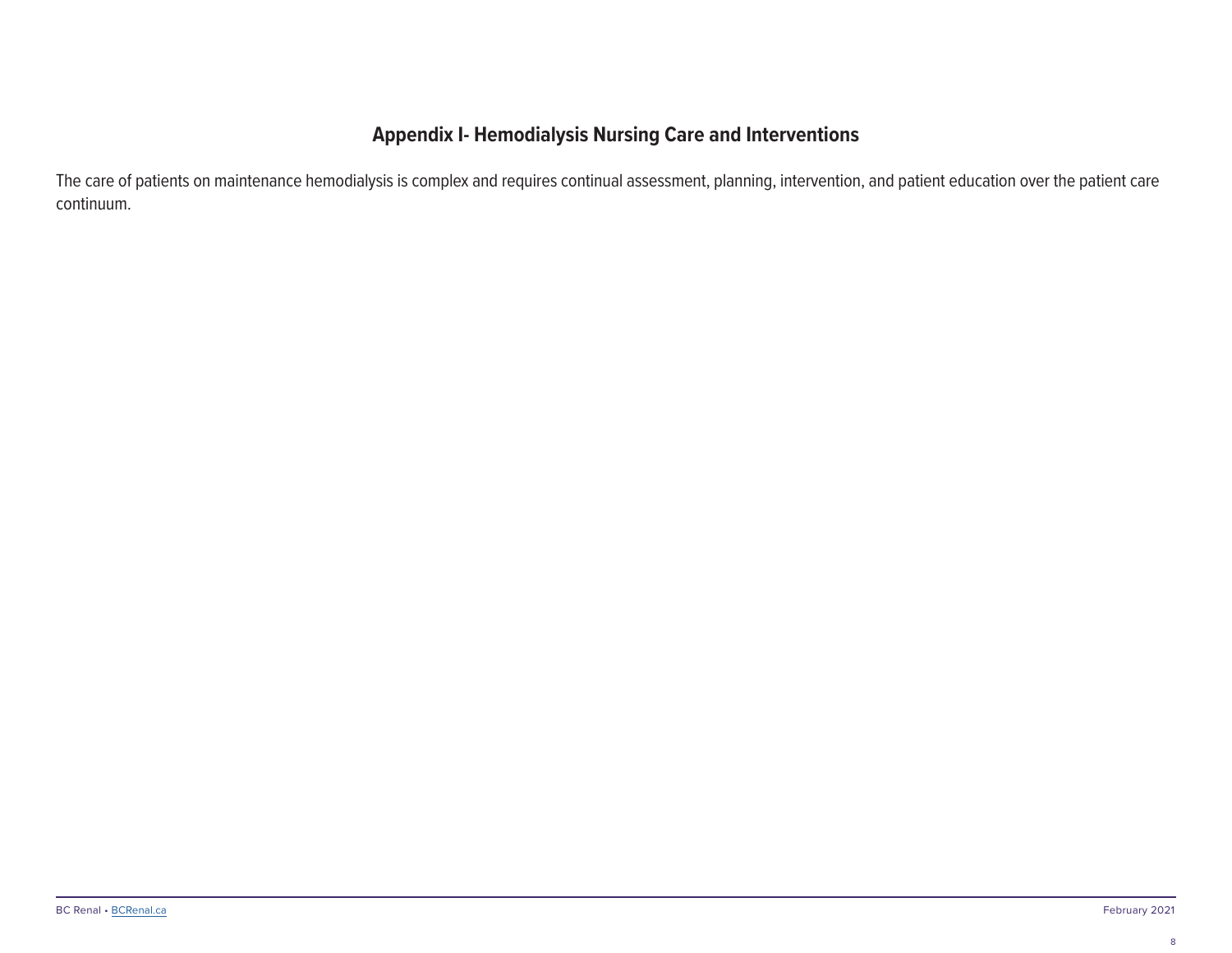## Appendix I- Hemodialysis Nursing Care and Interventions

The care of patients on maintenance hemodialysis is complex and requires continual assessment, planning, intervention, and patient education over the patient care continuum.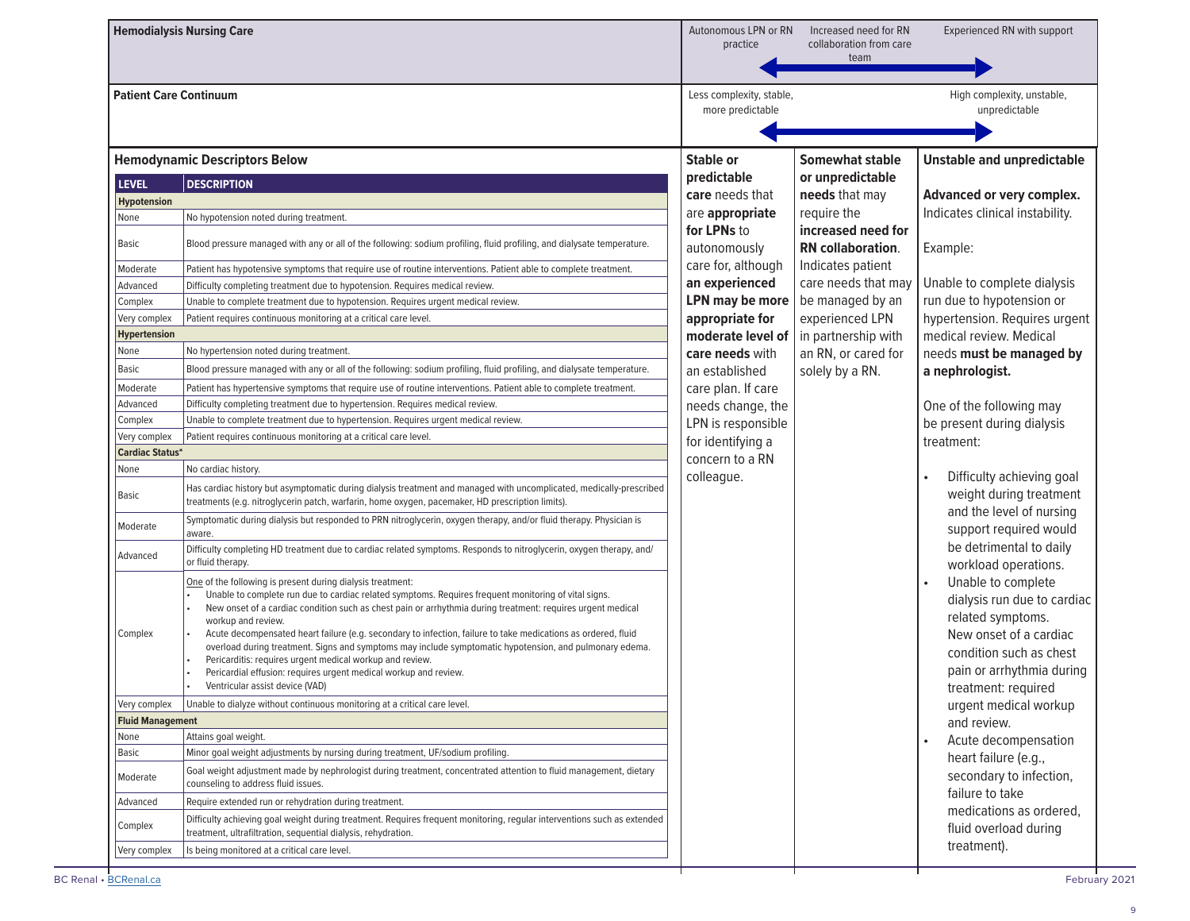| Hemodialysis Nursing Care | Autonomous LPN or RN practice | Increased need for RN collaboration from care team | Experienced RN with support |
|---|---|---|---|
| **Patient Care Continuum** | Less complexity, stable, more predictable | | High complexity, unstable, unpredictable |

## Hemodynamic Descriptors Below

| LEVEL | DESCRIPTION |
|---|---|
| **Hypotension** | |
| None | No hypotension noted during treatment. |
| Basic | Blood pressure managed with any or all of the following: sodium profiling, fluid profiling, and dialysate temperature. |
| Moderate | Patient has hypotensive symptoms that require use of routine interventions. Patient able to complete treatment. |
| Advanced | Difficulty completing treatment due to hypotension. Requires medical review. |
| Complex | Unable to complete treatment due to hypotension. Requires urgent medical review. |
| Very complex | Patient requires continuous monitoring at a critical care level. |
| **Hypertension** | |
| None | No hypertension noted during treatment. |
| Basic | Blood pressure managed with any or all of the following: sodium profiling, fluid profiling, and dialysate temperature. |
| Moderate | Patient has hypertensive symptoms that require use of routine interventions. Patient able to complete treatment. |
| Advanced | Difficulty completing treatment due to hypertension. Requires medical review. |
| Complex | Unable to complete treatment due to hypertension. Requires urgent medical review. |
| Very complex | Patient requires continuous monitoring at a critical care level. |
| **Cardiac Status*** | |
| None | No cardiac history. |
| Basic | Has cardiac history but asymptomatic during dialysis treatment and managed with uncomplicated, medically-prescribed treatments (e.g. nitroglycerin patch, warfarin, home oxygen, pacemaker, HD prescription limits). |
| Moderate | Symptomatic during dialysis but responded to PRN nitroglycerin, oxygen therapy, and/or fluid therapy. Physician is aware. |
| Advanced | Difficulty completing HD treatment due to cardiac related symptoms. Responds to nitroglycerin, oxygen therapy, and/or fluid therapy. |
| Complex | One of the following is present during dialysis treatment:<br>• Unable to complete run due to cardiac related symptoms. Requires frequent monitoring of vital signs.<br>• New onset of a cardiac condition such as chest pain or arrhythmia during treatment: requires urgent medical workup and review.<br>• Acute decompensated heart failure (e.g. secondary to infection, failure to take medications as ordered, fluid overload during treatment. Signs and symptoms may include symptomatic hypotension, and pulmonary edema.<br>• Pericarditis: requires urgent medical workup and review.<br>• Pericardial effusion: requires urgent medical workup and review.<br>• Ventricular assist device (VAD) |
| Very complex | Unable to dialyze without continuous monitoring at a critical care level. |
| **Fluid Management** | |
| None | Attains goal weight. |
| Basic | Minor goal weight adjustments by nursing during treatment, UF/sodium profiling. |
| Moderate | Goal weight adjustment made by nephrologist during treatment, concentrated attention to fluid management, dietary counseling to address fluid issues. |
| Advanced | Require extended run or rehydration during treatment. |
| Complex | Difficulty achieving goal weight during treatment. Requires frequent monitoring, regular interventions such as extended treatment, ultrafiltration, sequential dialysis, rehydration. |
| Very complex | Is being monitored at a critical care level. |

| Stable or predictable | Somewhat stable or unpredictable | Unstable and unpredictable |
|---|---|---|
| **Stable or predictable care** needs that are **appropriate for LPNs** to autonomously care for, although **an experienced LPN may be more appropriate for moderate level of care needs** with an established care plan. If care needs change, the LPN is responsible for identifying a concern to a RN colleague. | **Somewhat stable or unpredictable needs** that may require the **increased need for RN collaboration**. Indicates patient care needs that may be managed by an experienced LPN in partnership with an RN, or cared for solely by a RN. | **Advanced or very complex.** Indicates clinical instability.<br><br>Example:<br><br>Unable to complete dialysis run due to hypotension or hypertension. Requires urgent medical review. Medical needs **must be managed by a nephrologist.**<br><br>One of the following may be present during dialysis treatment:<br>• Difficulty achieving goal weight during treatment and the level of nursing support required would be detrimental to daily workload operations.<br>• Unable to complete dialysis run due to cardiac related symptoms. New onset of a cardiac condition such as chest pain or arrhythmia during treatment: required urgent medical workup and review.<br>• Acute decompensation heart failure (e.g., secondary to infection, failure to take medications as ordered, fluid overload during treatment). |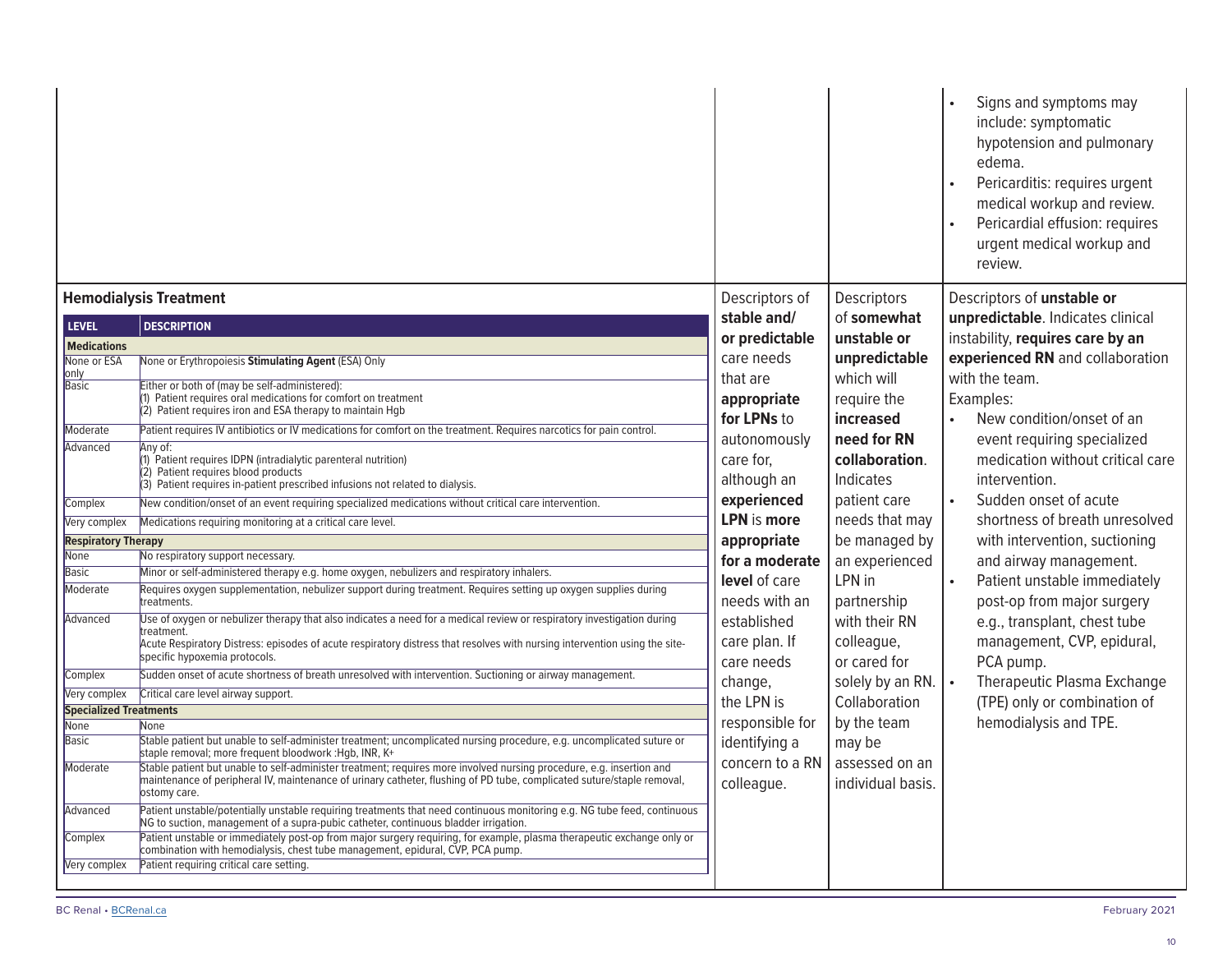- Signs and symptoms may include: symptomatic hypotension and pulmonary edema.
- Pericarditis: requires urgent medical workup and review.
- Pericardial effusion: requires urgent medical workup and review.

## Hemodialysis Treatment

| LEVEL | DESCRIPTION |
|---|---|
| **Medications** | |
| None or ESA only | None or Erythropoiesis **Stimulating Agent** (ESA) Only |
| Basic | Either or both of (may be self-administered): (1) Patient requires oral medications for comfort on treatment (2) Patient requires iron and ESA therapy to maintain Hgb |
| Moderate | Patient requires IV antibiotics or IV medications for comfort on the treatment. Requires narcotics for pain control. |
| Advanced | Any of: (1) Patient requires IDPN (intradialytic parenteral nutrition) (2) Patient requires blood products (3) Patient requires in-patient prescribed infusions not related to dialysis. |
| Complex | New condition/onset of an event requiring specialized medications without critical care intervention. |
| Very complex | Medications requiring monitoring at a critical care level. |
| **Respiratory Therapy** | |
| None | No respiratory support necessary. |
| Basic | Minor or self-administered therapy e.g. home oxygen, nebulizers and respiratory inhalers. |
| Moderate | Requires oxygen supplementation, nebulizer support during treatment. Requires setting up oxygen supplies during treatments. |
| Advanced | Use of oxygen or nebulizer therapy that also indicates a need for a medical review or respiratory investigation during treatment. Acute Respiratory Distress: episodes of acute respiratory distress that resolves with nursing intervention using the site-specific hypoxemia protocols. |
| Complex | Sudden onset of acute shortness of breath unresolved with intervention. Suctioning or airway management. |
| Very complex | Critical care level airway support. |
| **Specialized Treatments** | |
| None | None |
| Basic | Stable patient but unable to self-administer treatment; uncomplicated nursing procedure, e.g. uncomplicated suture or staple removal; more frequent bloodwork :Hgb, INR, K+ |
| Moderate | Stable patient but unable to self-administer treatment; requires more involved nursing procedure, e.g. insertion and maintenance of peripheral IV, maintenance of urinary catheter, flushing of PD tube, complicated suture/staple removal, ostomy care. |
| Advanced | Patient unstable/potentially unstable requiring treatments that need continuous monitoring e.g. NG tube feed, continuous NG to suction, management of a supra-pubic catheter, continuous bladder irrigation. |
| Complex | Patient unstable or immediately post-op from major surgery requiring, for example, plasma therapeutic exchange only or combination with hemodialysis, chest tube management, epidural, CVP, PCA pump. |
| Very complex | Patient requiring critical care setting. |

Descriptors of **stable and/ or predictable** care needs that are **appropriate for LPNs** to autonomously care for, although an **experienced LPN** is **more appropriate for a moderate level** of care needs with an established care plan. If care needs change, the LPN is responsible for identifying a concern to a RN colleague.

Descriptors of **somewhat unstable or unpredictable** which will require the **increased need for RN collaboration**. Indicates patient care needs that may be managed by an experienced LPN in partnership with their RN colleague, or cared for solely by an RN. Collaboration by the team may be assessed on an individual basis.

Descriptors of **unstable or unpredictable**. Indicates clinical instability, **requires care by an experienced RN** and collaboration with the team.

Examples:

- New condition/onset of an event requiring specialized medication without critical care intervention.
- Sudden onset of acute shortness of breath unresolved with intervention, suctioning and airway management.
- Patient unstable immediately post-op from major surgery e.g., transplant, chest tube management, CVP, epidural, PCA pump.
- Therapeutic Plasma Exchange (TPE) only or combination of hemodialysis and TPE.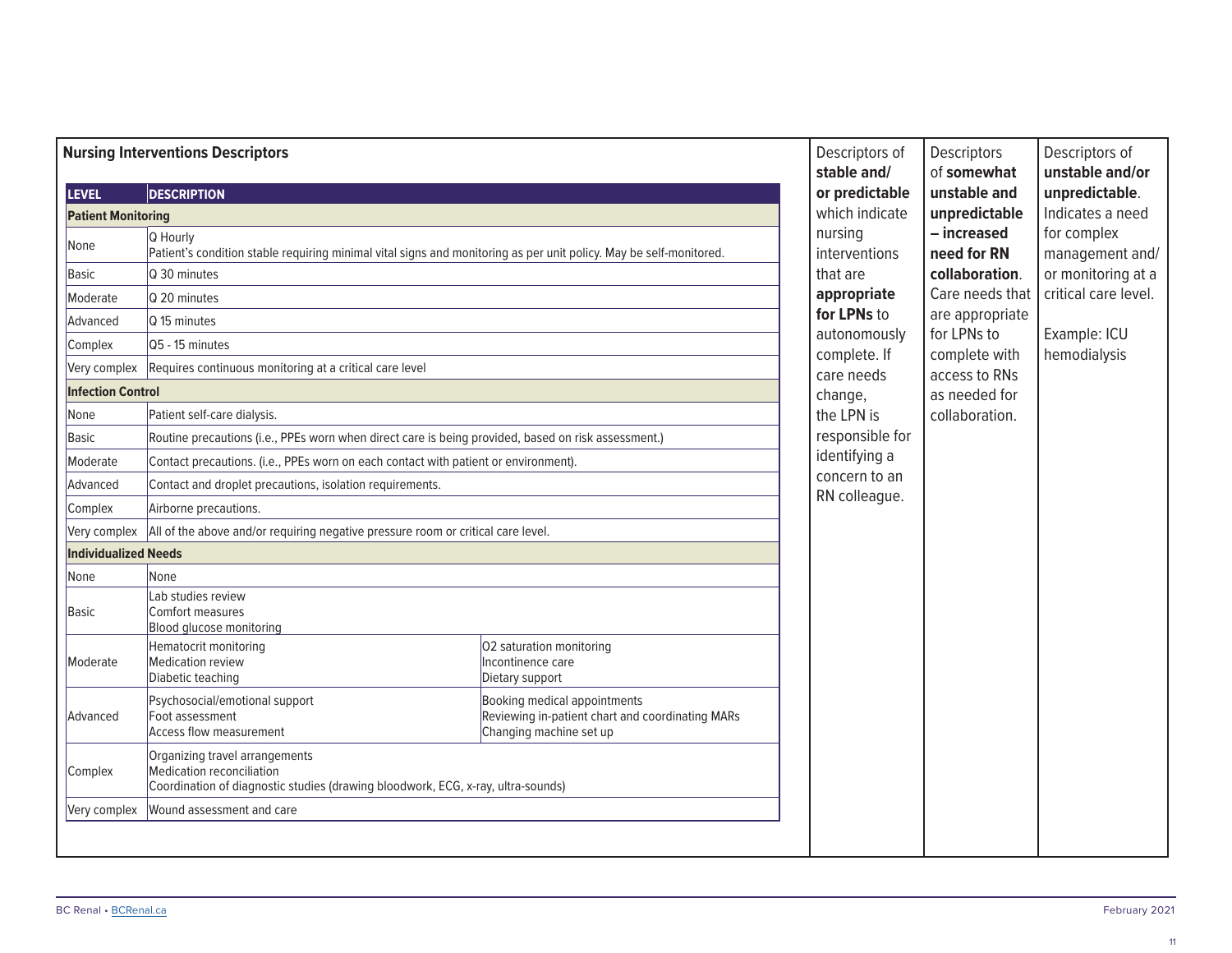## Nursing Interventions Descriptors

| LEVEL | DESCRIPTION | |
|---|---|---|
| **Patient Monitoring** | | |
| None | Q Hourly<br>Patient's condition stable requiring minimal vital signs and monitoring as per unit policy. May be self-monitored. | |
| Basic | Q 30 minutes | |
| Moderate | Q 20 minutes | |
| Advanced | Q 15 minutes | |
| Complex | Q5 - 15 minutes | |
| Very complex | Requires continuous monitoring at a critical care level | |
| **Infection Control** | | |
| None | Patient self-care dialysis. | |
| Basic | Routine precautions (i.e., PPEs worn when direct care is being provided, based on risk assessment.) | |
| Moderate | Contact precautions. (i.e., PPEs worn on each contact with patient or environment). | |
| Advanced | Contact and droplet precautions, isolation requirements. | |
| Complex | Airborne precautions. | |
| Very complex | All of the above and/or requiring negative pressure room or critical care level. | |
| **Individualized Needs** | | |
| None | None | |
| Basic | Lab studies review<br>Comfort measures<br>Blood glucose monitoring | |
| Moderate | Hematocrit monitoring<br>Medication review<br>Diabetic teaching | O2 saturation monitoring<br>Incontinence care<br>Dietary support |
| Advanced | Psychosocial/emotional support<br>Foot assessment<br>Access flow measurement | Booking medical appointments<br>Reviewing in-patient chart and coordinating MARs<br>Changing machine set up |
| Complex | Organizing travel arrangements<br>Medication reconciliation<br>Coordination of diagnostic studies (drawing bloodwork, ECG, x-ray, ultra-sounds) | |
| Very complex | Wound assessment and care | |

Descriptors of **stable and/ or predictable** which indicate nursing interventions that are **appropriate for LPNs** to autonomously complete. If care needs change, the LPN is responsible for identifying a concern to an RN colleague.

Descriptors of **somewhat unstable and unpredictable – increased need for RN collaboration**. Care needs that are appropriate for LPNs to complete with access to RNs as needed for collaboration.

Descriptors of **unstable and/or unpredictable**. Indicates a need for complex management and/ or monitoring at a critical care level.

Example: ICU hemodialysis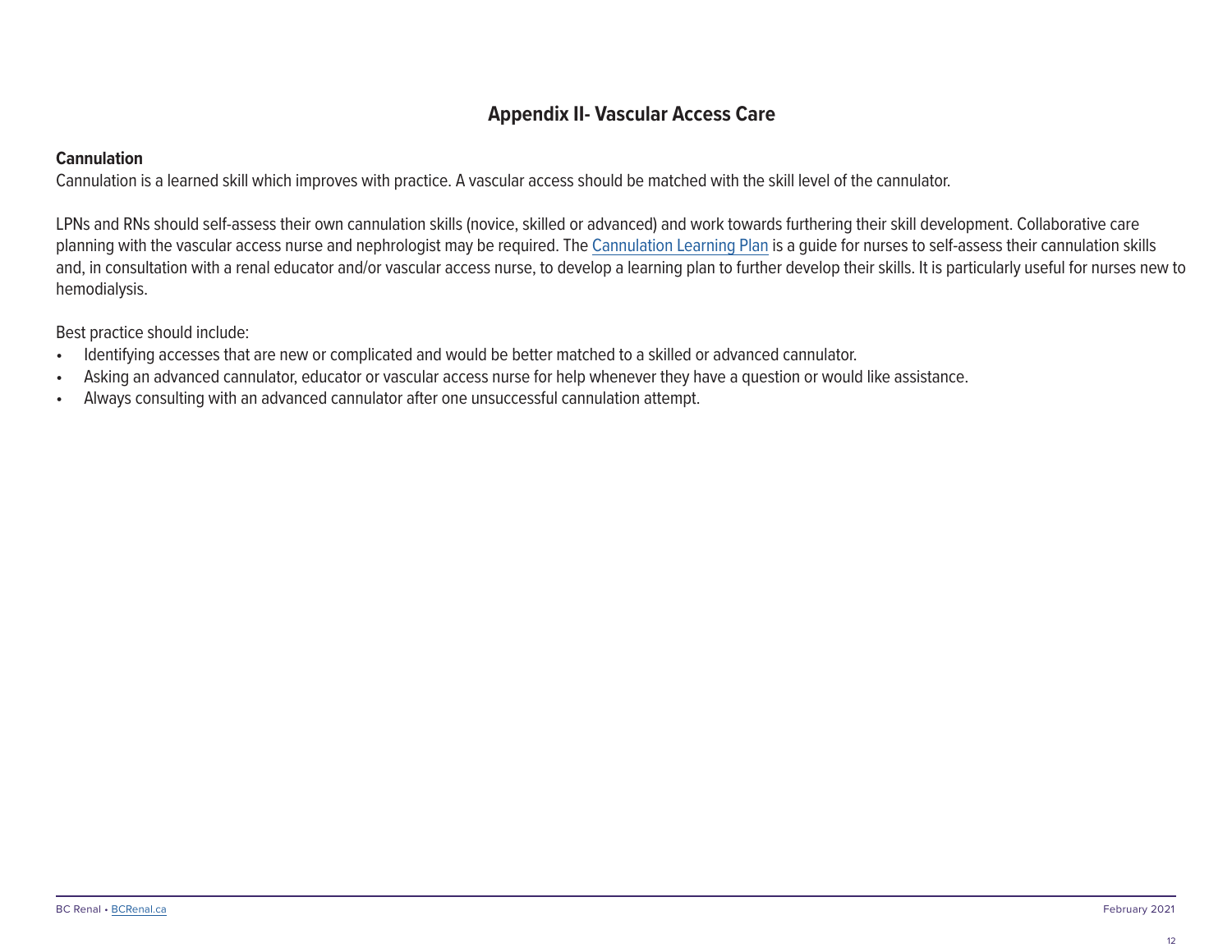# Appendix II- Vascular Access Care

## Cannulation

Cannulation is a learned skill which improves with practice. A vascular access should be matched with the skill level of the cannulator.

LPNs and RNs should self-assess their own cannulation skills (novice, skilled or advanced) and work towards furthering their skill development. Collaborative care planning with the vascular access nurse and nephrologist may be required. The Cannulation Learning Plan is a guide for nurses to self-assess their cannulation skills and, in consultation with a renal educator and/or vascular access nurse, to develop a learning plan to further develop their skills. It is particularly useful for nurses new to hemodialysis.

Best practice should include:

- Identifying accesses that are new or complicated and would be better matched to a skilled or advanced cannulator.
- Asking an advanced cannulator, educator or vascular access nurse for help whenever they have a question or would like assistance.
- Always consulting with an advanced cannulator after one unsuccessful cannulation attempt.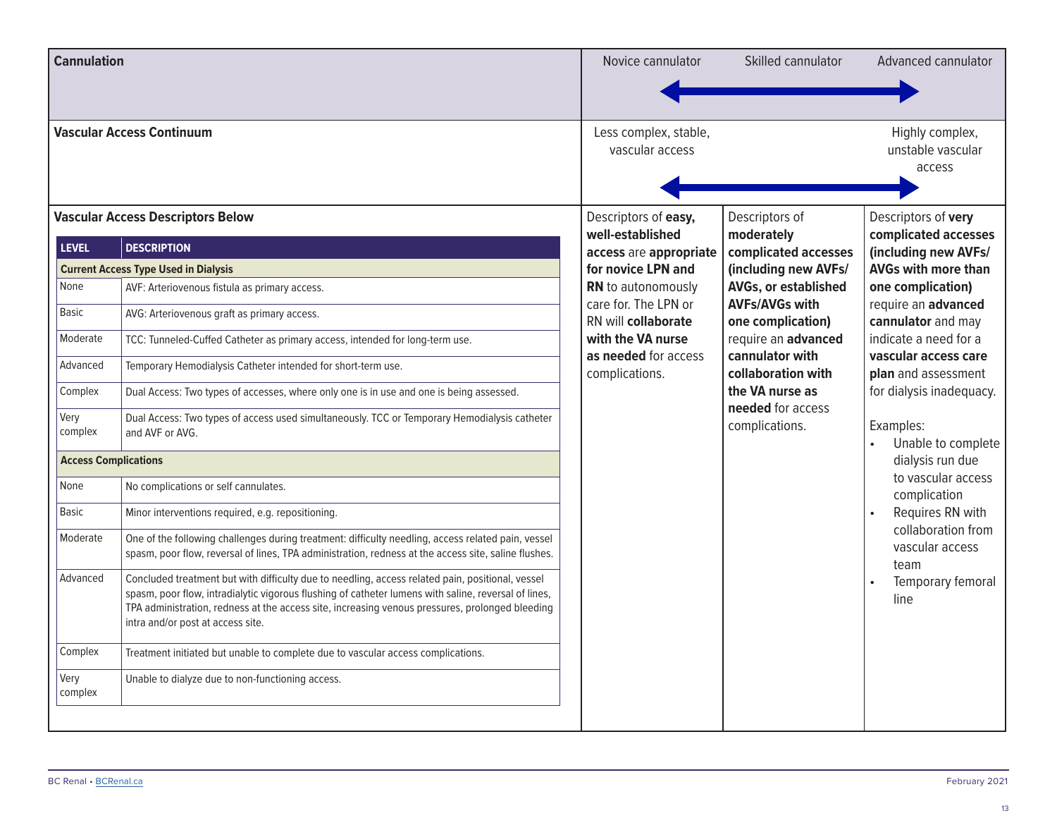| Cannulation | Novice cannulator | Skilled cannulator | Advanced cannulator |
|---|---|---|---|
| | ← | → | |
| **Vascular Access Continuum** | Less complex, stable, vascular access | | Highly complex, unstable vascular access |
| | ← | → | |
| **Vascular Access Descriptors Below** | Descriptors of **easy, well-established access** are **appropriate for novice LPN and RN** to autonomously care for. The LPN or RN will **collaborate with the VA nurse as needed** for access complications. | Descriptors of **moderately complicated accesses (including new AVFs/AVGs, or established AVFs/AVGs with one complication)** require an **advanced cannulator with collaboration with the VA nurse as needed** for access complications. | Descriptors of **very complicated accesses (including new AVFs/AVGs with more than one complication)** require an **advanced cannulator** and may indicate a need for a **vascular access care plan** and assessment for dialysis inadequacy.<br><br>Examples:<br>• Unable to complete dialysis run due to vascular access complication<br>• Requires RN with collaboration from vascular access team<br>• Temporary femoral line |

| LEVEL | DESCRIPTION |
|---|---|
| **Current Access Type Used in Dialysis** | |
| None | AVF: Arteriovenous fistula as primary access. |
| Basic | AVG: Arteriovenous graft as primary access. |
| Moderate | TCC: Tunneled-Cuffed Catheter as primary access, intended for long-term use. |
| Advanced | Temporary Hemodialysis Catheter intended for short-term use. |
| Complex | Dual Access: Two types of accesses, where only one is in use and one is being assessed. |
| Very complex | Dual Access: Two types of access used simultaneously. TCC or Temporary Hemodialysis catheter and AVF or AVG. |
| **Access Complications** | |
| None | No complications or self cannulates. |
| Basic | Minor interventions required, e.g. repositioning. |
| Moderate | One of the following challenges during treatment: difficulty needling, access related pain, vessel spasm, poor flow, reversal of lines, TPA administration, redness at the access site, saline flushes. |
| Advanced | Concluded treatment but with difficulty due to needling, access related pain, positional, vessel spasm, poor flow, intradialytic vigorous flushing of catheter lumens with saline, reversal of lines, TPA administration, redness at the access site, increasing venous pressures, prolonged bleeding intra and/or post at access site. |
| Complex | Treatment initiated but unable to complete due to vascular access complications. |
| Very complex | Unable to dialyze due to non-functioning access. |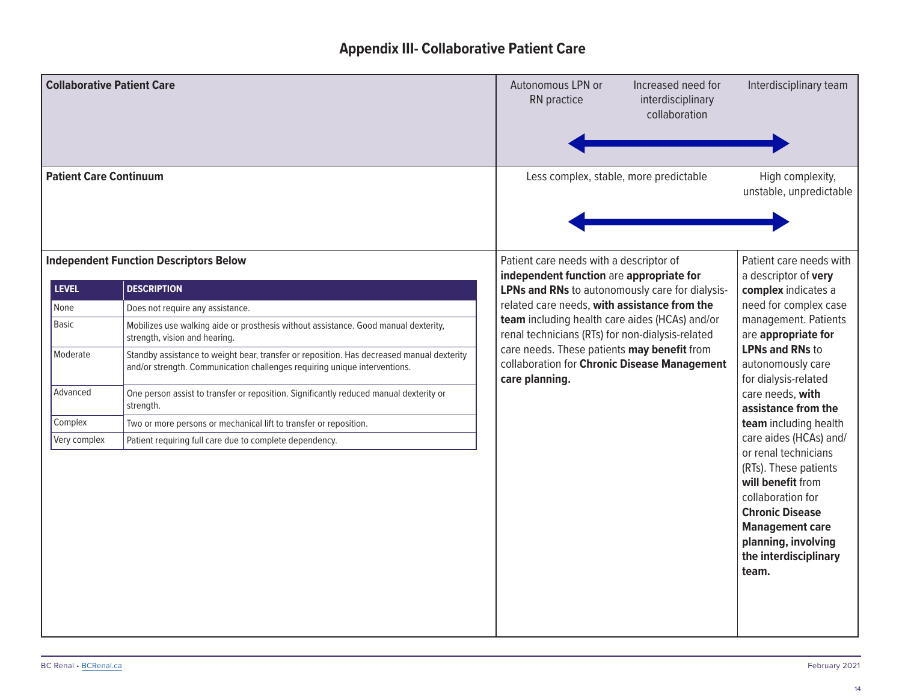# Appendix III- Collaborative Patient Care

| Collaborative Patient Care | Autonomous LPN or RN practice ⟷ Increased need for interdisciplinary collaboration ⟷ Interdisciplinary team | |
|---|---|---|
| **Patient Care Continuum** | Less complex, stable, more predictable ⟷ High complexity, unstable, unpredictable | |
| **Independent Function Descriptors Below** (see table below) | Patient care needs with a descriptor of **independent function** are **appropriate for LPNs and RNs** to autonomously care for dialysis-related care needs, **with assistance from the team** including health care aides (HCAs) and/or renal technicians (RTs) for non-dialysis-related care needs. These patients **may benefit** from collaboration for **Chronic Disease Management care planning.** | Patient care needs with a descriptor of **very complex** indicates a need for complex case management. Patients are **appropriate for LPNs and RNs** to autonomously care for dialysis-related care needs, **with assistance from the team** including health care aides (HCAs) and/or renal technicians (RTs). These patients **will benefit** from collaboration for **Chronic Disease Management care planning, involving the interdisciplinary team.** |

| LEVEL | DESCRIPTION |
|---|---|
| None | Does not require any assistance. |
| Basic | Mobilizes use walking aide or prosthesis without assistance. Good manual dexterity, strength, vision and hearing. |
| Moderate | Standby assistance to weight bear, transfer or reposition. Has decreased manual dexterity and/or strength. Communication challenges requiring unique interventions. |
| Advanced | One person assist to transfer or reposition. Significantly reduced manual dexterity or strength. |
| Complex | Two or more persons or mechanical lift to transfer or reposition. |
| Very complex | Patient requiring full care due to complete dependency. |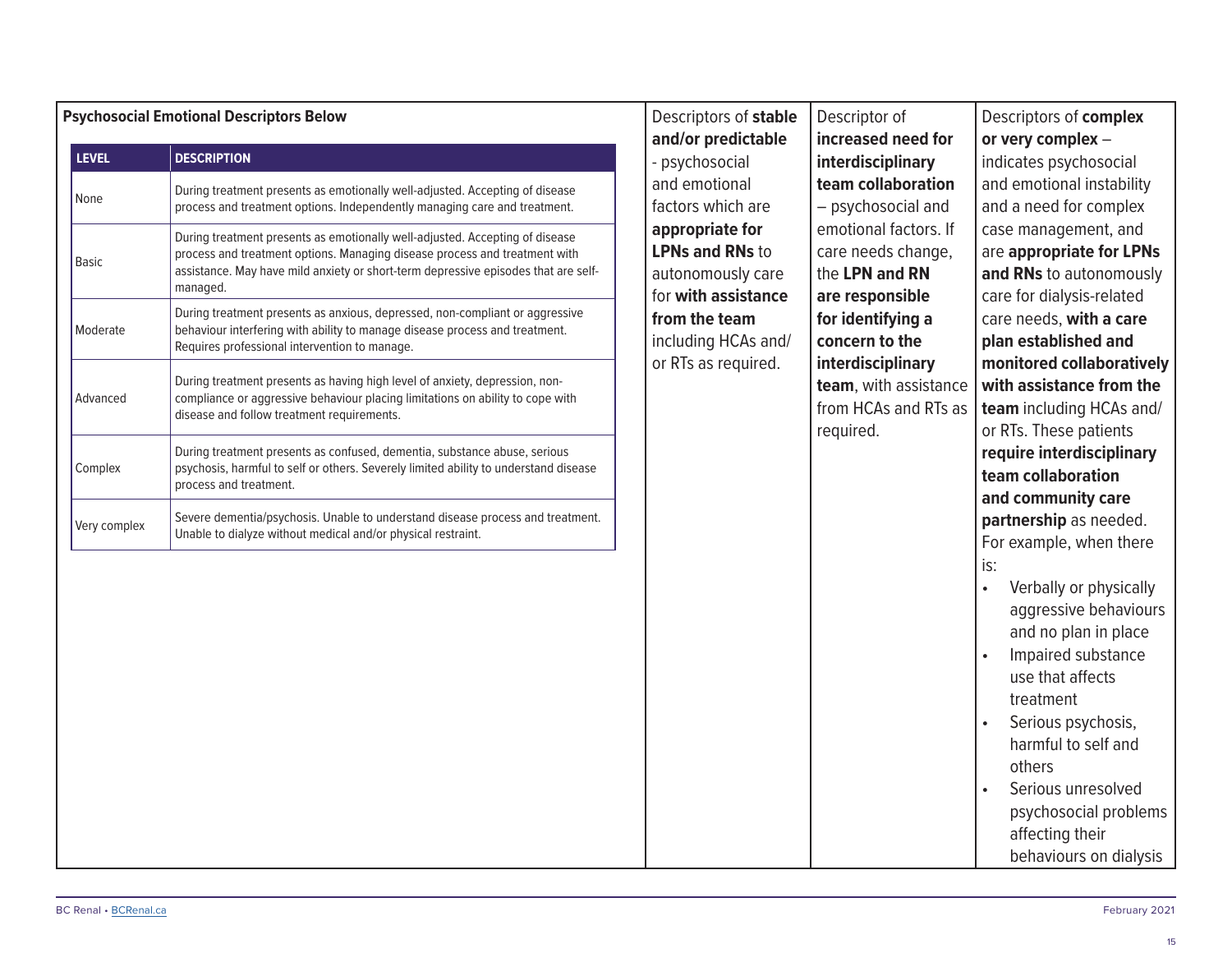| **Psychosocial Emotional Descriptors Below** | Descriptors of **stable and/or predictable** - psychosocial and emotional factors which are **appropriate for LPNs and RNs** to autonomously care for **with assistance from the team** including HCAs and/or RTs as required. | Descriptor of **increased need for interdisciplinary team collaboration** – psychosocial and emotional factors. If care needs change, the **LPN and RN are responsible for identifying a concern to the interdisciplinary team**, with assistance from HCAs and RTs as required. | Descriptors of **complex or very complex** – indicates psychosocial and emotional instability and a need for complex case management, and are **appropriate for LPNs and RNs** to autonomously care for dialysis-related care needs, **with a care plan established and monitored collaboratively with assistance from the team** including HCAs and/or RTs. These patients **require interdisciplinary team collaboration and community care partnership** as needed. For example, when there is:<br>• Verbally or physically aggressive behaviours and no plan in place<br>• Impaired substance use that affects treatment<br>• Serious psychosis, harmful to self and others<br>• Serious unresolved psychosocial problems affecting their behaviours on dialysis |
|---|---|---|---|

| LEVEL | DESCRIPTION |
|---|---|
| None | During treatment presents as emotionally well-adjusted. Accepting of disease process and treatment options. Independently managing care and treatment. |
| Basic | During treatment presents as emotionally well-adjusted. Accepting of disease process and treatment options. Managing disease process and treatment with assistance. May have mild anxiety or short-term depressive episodes that are self-managed. |
| Moderate | During treatment presents as anxious, depressed, non-compliant or aggressive behaviour interfering with ability to manage disease process and treatment. Requires professional intervention to manage. |
| Advanced | During treatment presents as having high level of anxiety, depression, non-compliance or aggressive behaviour placing limitations on ability to cope with disease and follow treatment requirements. |
| Complex | During treatment presents as confused, dementia, substance abuse, serious psychosis, harmful to self or others. Severely limited ability to understand disease process and treatment. |
| Very complex | Severe dementia/psychosis. Unable to understand disease process and treatment. Unable to dialyze without medical and/or physical restraint. |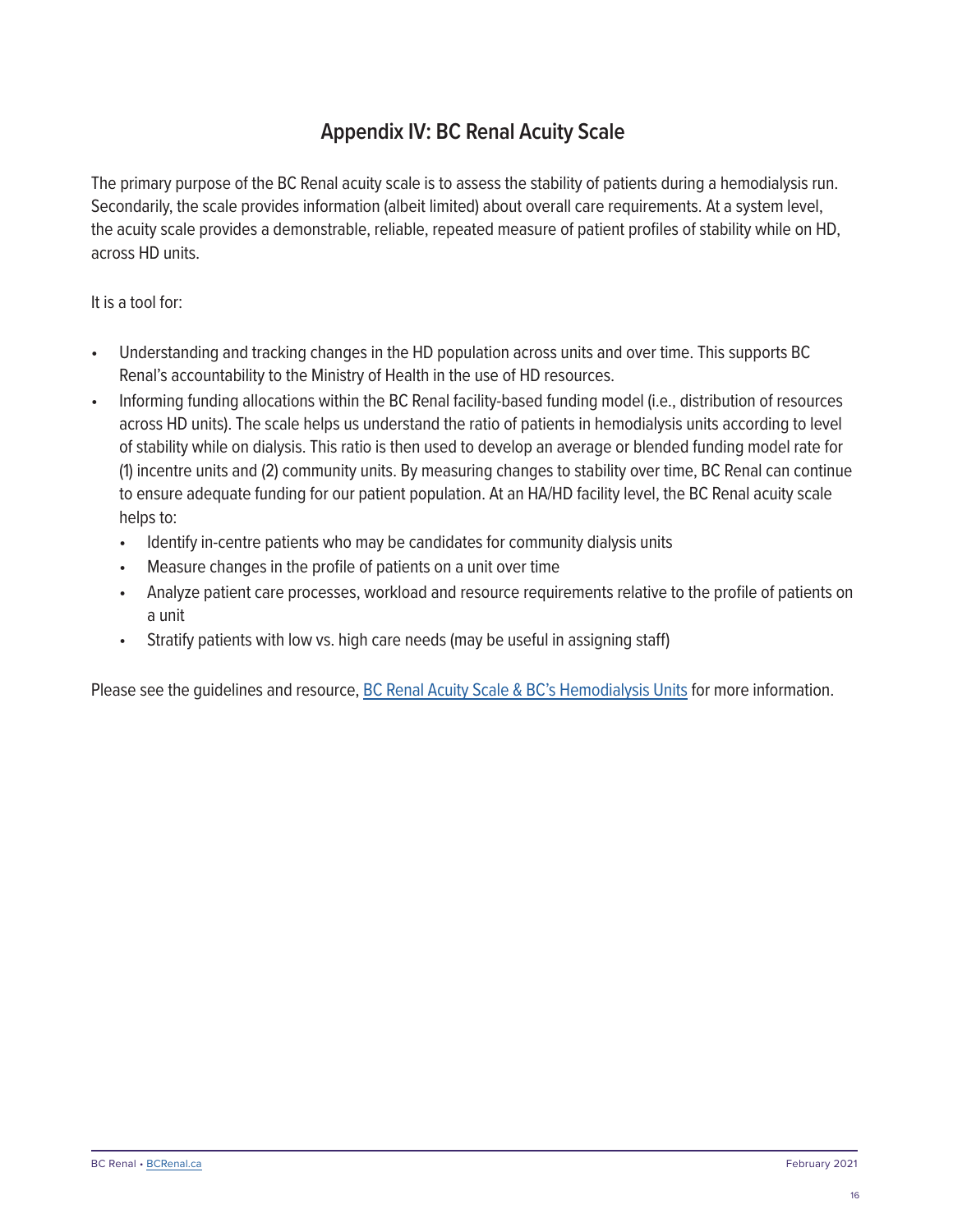## Appendix IV: BC Renal Acuity Scale

The primary purpose of the BC Renal acuity scale is to assess the stability of patients during a hemodialysis run. Secondarily, the scale provides information (albeit limited) about overall care requirements. At a system level, the acuity scale provides a demonstrable, reliable, repeated measure of patient profiles of stability while on HD, across HD units.

It is a tool for:

- Understanding and tracking changes in the HD population across units and over time. This supports BC Renal's accountability to the Ministry of Health in the use of HD resources.
- Informing funding allocations within the BC Renal facility-based funding model (i.e., distribution of resources across HD units). The scale helps us understand the ratio of patients in hemodialysis units according to level of stability while on dialysis. This ratio is then used to develop an average or blended funding model rate for (1) incentre units and (2) community units. By measuring changes to stability over time, BC Renal can continue to ensure adequate funding for our patient population. At an HA/HD facility level, the BC Renal acuity scale helps to:
  - Identify in-centre patients who may be candidates for community dialysis units
  - Measure changes in the profile of patients on a unit over time
  - Analyze patient care processes, workload and resource requirements relative to the profile of patients on a unit
  - Stratify patients with low vs. high care needs (may be useful in assigning staff)

Please see the guidelines and resource, [BC Renal Acuity Scale & BC's Hemodialysis Units] for more information.